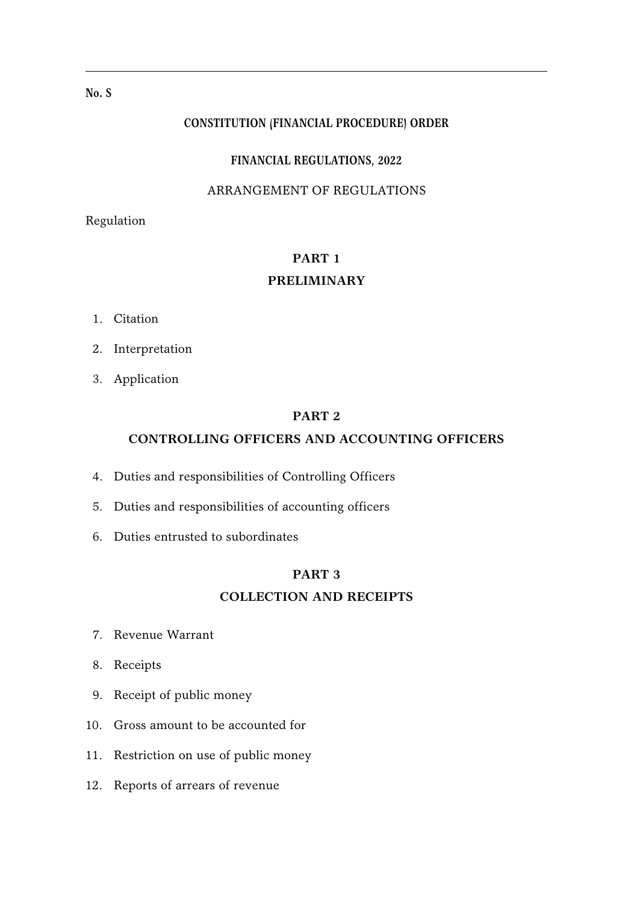**No. S**

**CONSTITUTION (FINANCIAL PROCEDURE) ORDER**

**FINANCIAL REGULATIONS, 2022**

ARRANGEMENT OF REGULATIONS

Regulation

## PART 1
## PRELIMINARY

1. Citation
2. Interpretation
3. Application

## PART 2
## CONTROLLING OFFICERS AND ACCOUNTING OFFICERS

4. Duties and responsibilities of Controlling Officers
5. Duties and responsibilities of accounting officers
6. Duties entrusted to subordinates

## PART 3
## COLLECTION AND RECEIPTS

7. Revenue Warrant
8. Receipts
9. Receipt of public money
10. Gross amount to be accounted for
11. Restriction on use of public money
12. Reports of arrears of revenue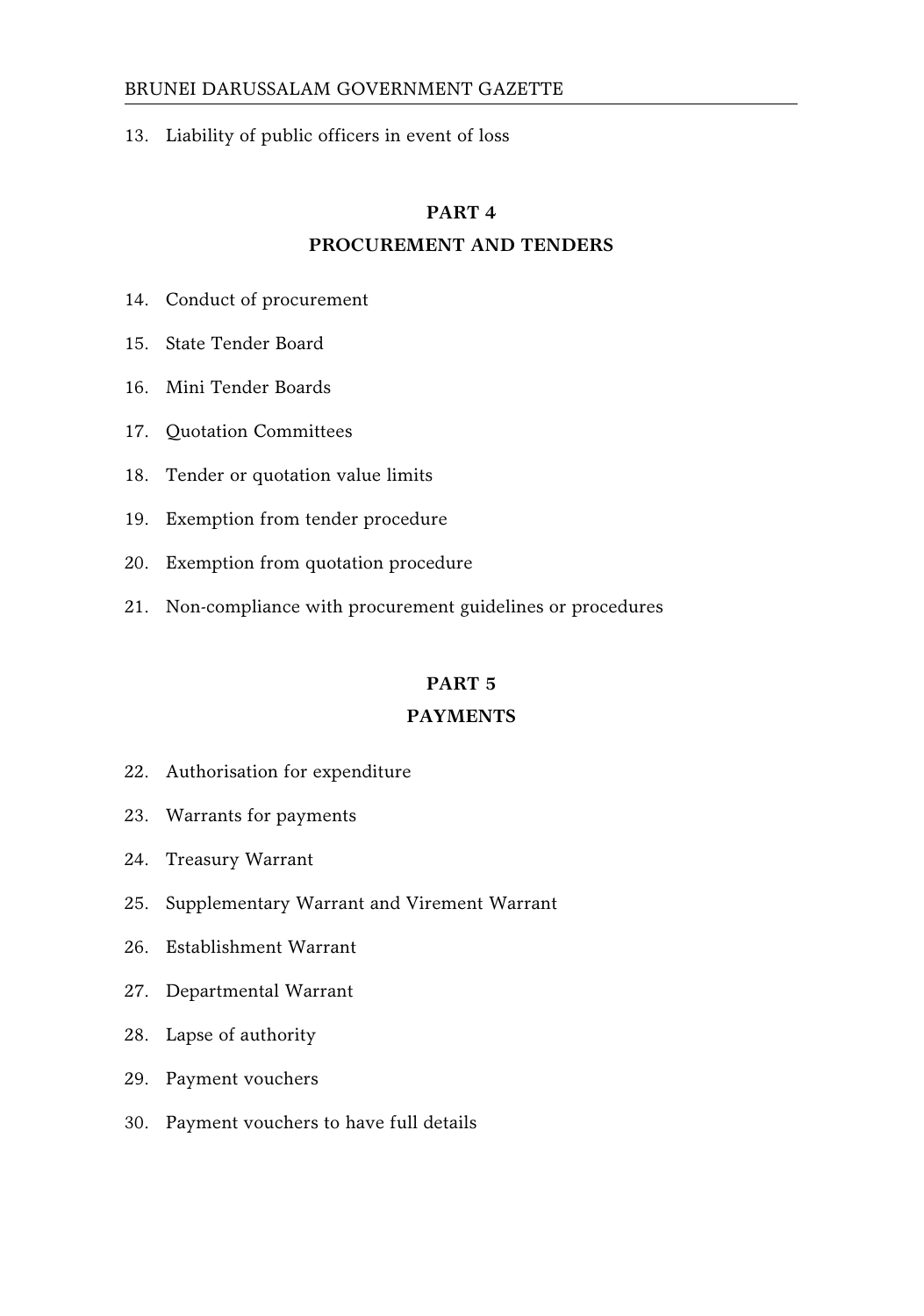13. Liability of public officers in event of loss

## PART 4
## PROCUREMENT AND TENDERS

14. Conduct of procurement
15. State Tender Board
16. Mini Tender Boards
17. Quotation Committees
18. Tender or quotation value limits
19. Exemption from tender procedure
20. Exemption from quotation procedure
21. Non-compliance with procurement guidelines or procedures

## PART 5
## PAYMENTS

22. Authorisation for expenditure
23. Warrants for payments
24. Treasury Warrant
25. Supplementary Warrant and Virement Warrant
26. Establishment Warrant
27. Departmental Warrant
28. Lapse of authority
29. Payment vouchers
30. Payment vouchers to have full details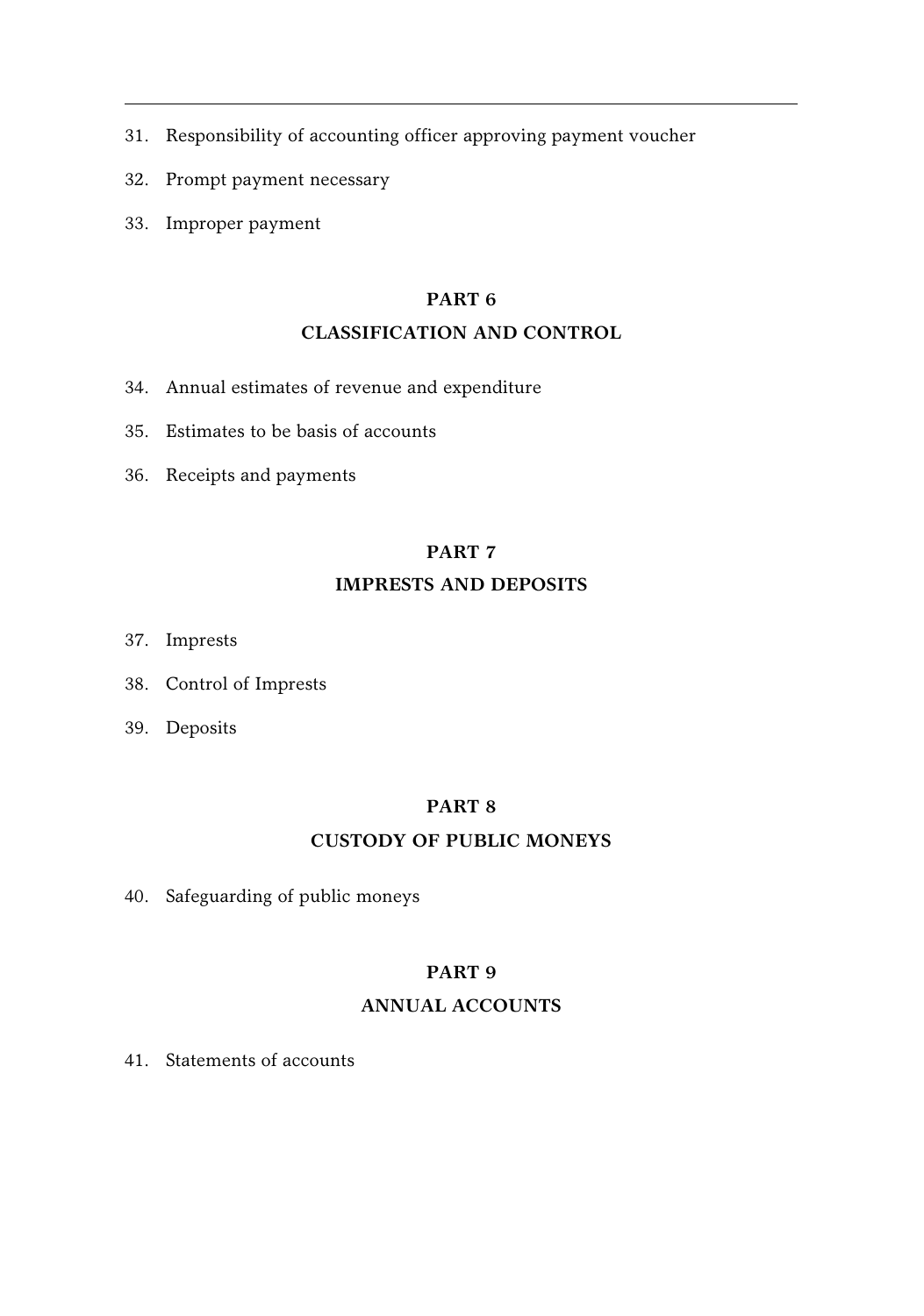31. Responsibility of accounting officer approving payment voucher

32. Prompt payment necessary

33. Improper payment

## PART 6

## CLASSIFICATION AND CONTROL

34. Annual estimates of revenue and expenditure

35. Estimates to be basis of accounts

36. Receipts and payments

## PART 7

## IMPRESTS AND DEPOSITS

37. Imprests

38. Control of Imprests

39. Deposits

## PART 8

## CUSTODY OF PUBLIC MONEYS

40. Safeguarding of public moneys

## PART 9

## ANNUAL ACCOUNTS

41. Statements of accounts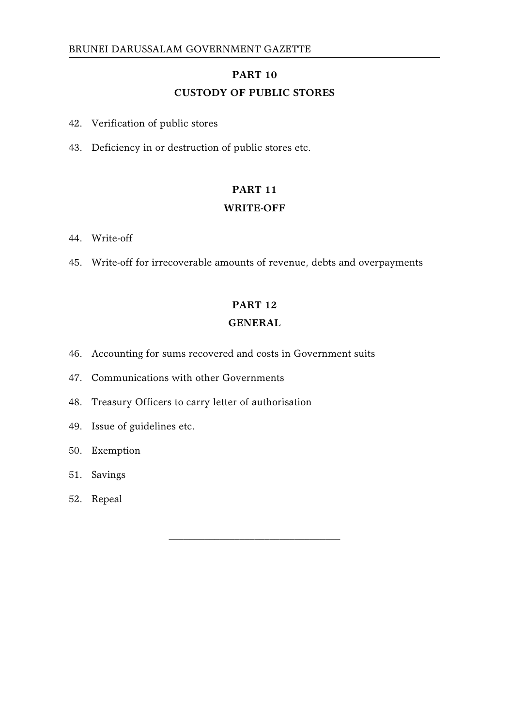## PART 10

## CUSTODY OF PUBLIC STORES

42. Verification of public stores

43. Deficiency in or destruction of public stores etc.

## PART 11

## WRITE-OFF

44. Write-off

45. Write-off for irrecoverable amounts of revenue, debts and overpayments

## PART 12

## GENERAL

46. Accounting for sums recovered and costs in Government suits

47. Communications with other Governments

48. Treasury Officers to carry letter of authorisation

49. Issue of guidelines etc.

50. Exemption

51. Savings

52. Repeal

---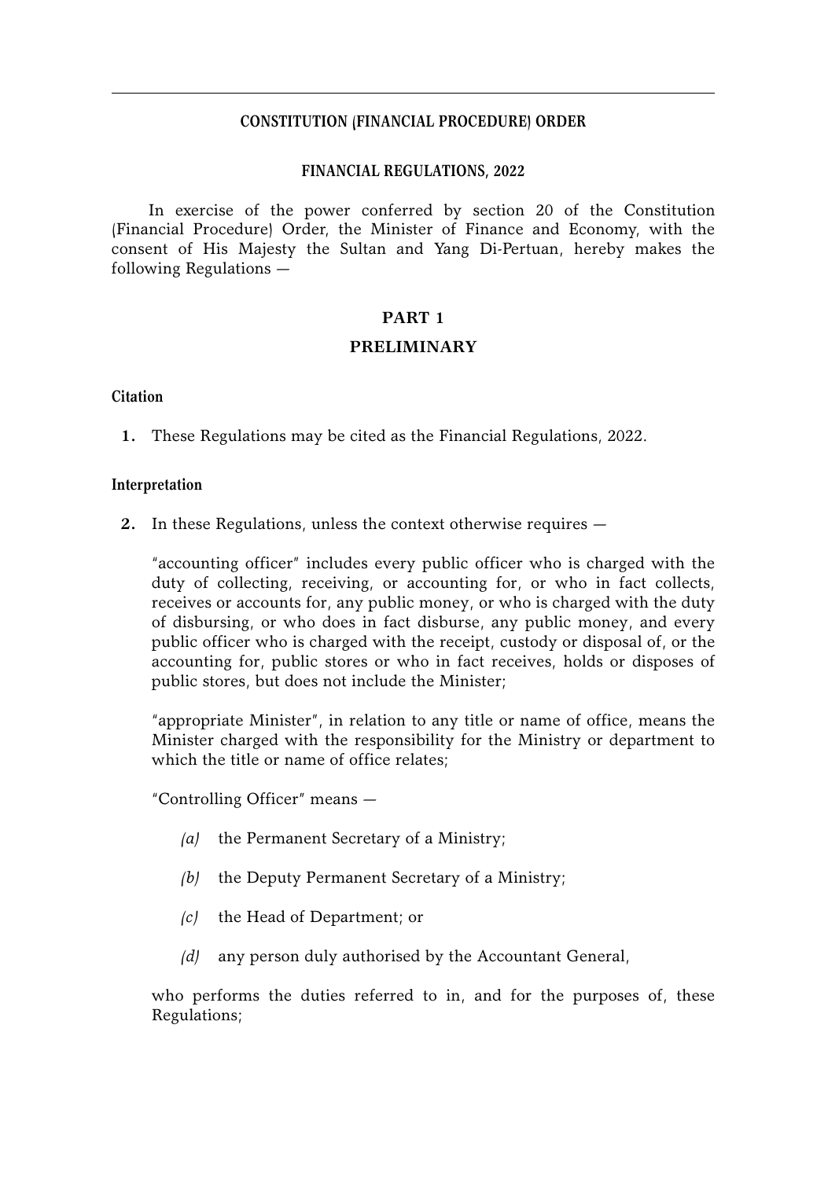**CONSTITUTION (FINANCIAL PROCEDURE) ORDER**

**FINANCIAL REGULATIONS, 2022**

In exercise of the power conferred by section 20 of the Constitution (Financial Procedure) Order, the Minister of Finance and Economy, with the consent of His Majesty the Sultan and Yang Di-Pertuan, hereby makes the following Regulations —

## PART 1

## PRELIMINARY

**Citation**

**1.** These Regulations may be cited as the Financial Regulations, 2022.

**Interpretation**

**2.** In these Regulations, unless the context otherwise requires —

"accounting officer" includes every public officer who is charged with the duty of collecting, receiving, or accounting for, or who in fact collects, receives or accounts for, any public money, or who is charged with the duty of disbursing, or who does in fact disburse, any public money, and every public officer who is charged with the receipt, custody or disposal of, or the accounting for, public stores or who in fact receives, holds or disposes of public stores, but does not include the Minister;

"appropriate Minister", in relation to any title or name of office, means the Minister charged with the responsibility for the Ministry or department to which the title or name of office relates;

"Controlling Officer" means —

*(a)* the Permanent Secretary of a Ministry;

*(b)* the Deputy Permanent Secretary of a Ministry;

*(c)* the Head of Department; or

*(d)* any person duly authorised by the Accountant General,

who performs the duties referred to in, and for the purposes of, these Regulations;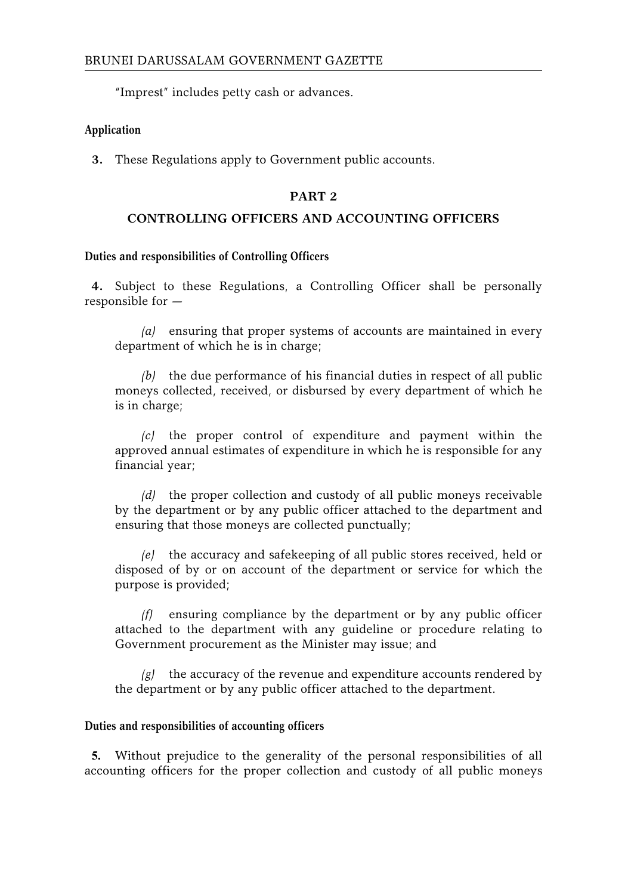"Imprest" includes petty cash or advances.

**Application**

**3.** These Regulations apply to Government public accounts.

## PART 2

## CONTROLLING OFFICERS AND ACCOUNTING OFFICERS

**Duties and responsibilities of Controlling Officers**

**4.** Subject to these Regulations, a Controlling Officer shall be personally responsible for —

*(a)* ensuring that proper systems of accounts are maintained in every department of which he is in charge;

*(b)* the due performance of his financial duties in respect of all public moneys collected, received, or disbursed by every department of which he is in charge;

*(c)* the proper control of expenditure and payment within the approved annual estimates of expenditure in which he is responsible for any financial year;

*(d)* the proper collection and custody of all public moneys receivable by the department or by any public officer attached to the department and ensuring that those moneys are collected punctually;

*(e)* the accuracy and safekeeping of all public stores received, held or disposed of by or on account of the department or service for which the purpose is provided;

*(f)* ensuring compliance by the department or by any public officer attached to the department with any guideline or procedure relating to Government procurement as the Minister may issue; and

*(g)* the accuracy of the revenue and expenditure accounts rendered by the department or by any public officer attached to the department.

**Duties and responsibilities of accounting officers**

**5.** Without prejudice to the generality of the personal responsibilities of all accounting officers for the proper collection and custody of all public moneys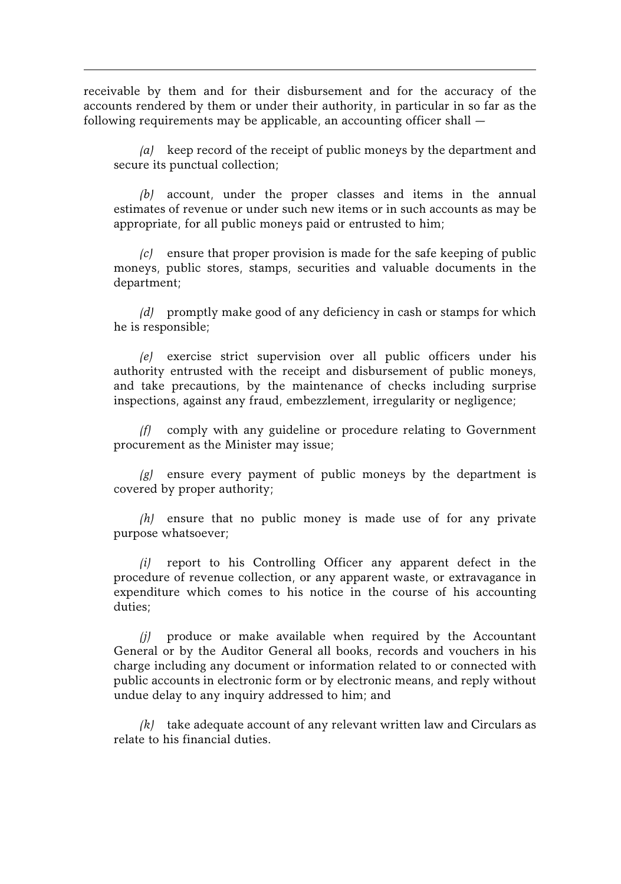receivable by them and for their disbursement and for the accuracy of the accounts rendered by them or under their authority, in particular in so far as the following requirements may be applicable, an accounting officer shall —

*(a)* keep record of the receipt of public moneys by the department and secure its punctual collection;

*(b)* account, under the proper classes and items in the annual estimates of revenue or under such new items or in such accounts as may be appropriate, for all public moneys paid or entrusted to him;

*(c)* ensure that proper provision is made for the safe keeping of public moneys, public stores, stamps, securities and valuable documents in the department;

*(d)* promptly make good of any deficiency in cash or stamps for which he is responsible;

*(e)* exercise strict supervision over all public officers under his authority entrusted with the receipt and disbursement of public moneys, and take precautions, by the maintenance of checks including surprise inspections, against any fraud, embezzlement, irregularity or negligence;

*(f)* comply with any guideline or procedure relating to Government procurement as the Minister may issue;

*(g)* ensure every payment of public moneys by the department is covered by proper authority;

*(h)* ensure that no public money is made use of for any private purpose whatsoever;

*(i)* report to his Controlling Officer any apparent defect in the procedure of revenue collection, or any apparent waste, or extravagance in expenditure which comes to his notice in the course of his accounting duties;

*(j)* produce or make available when required by the Accountant General or by the Auditor General all books, records and vouchers in his charge including any document or information related to or connected with public accounts in electronic form or by electronic means, and reply without undue delay to any inquiry addressed to him; and

*(k)* take adequate account of any relevant written law and Circulars as relate to his financial duties.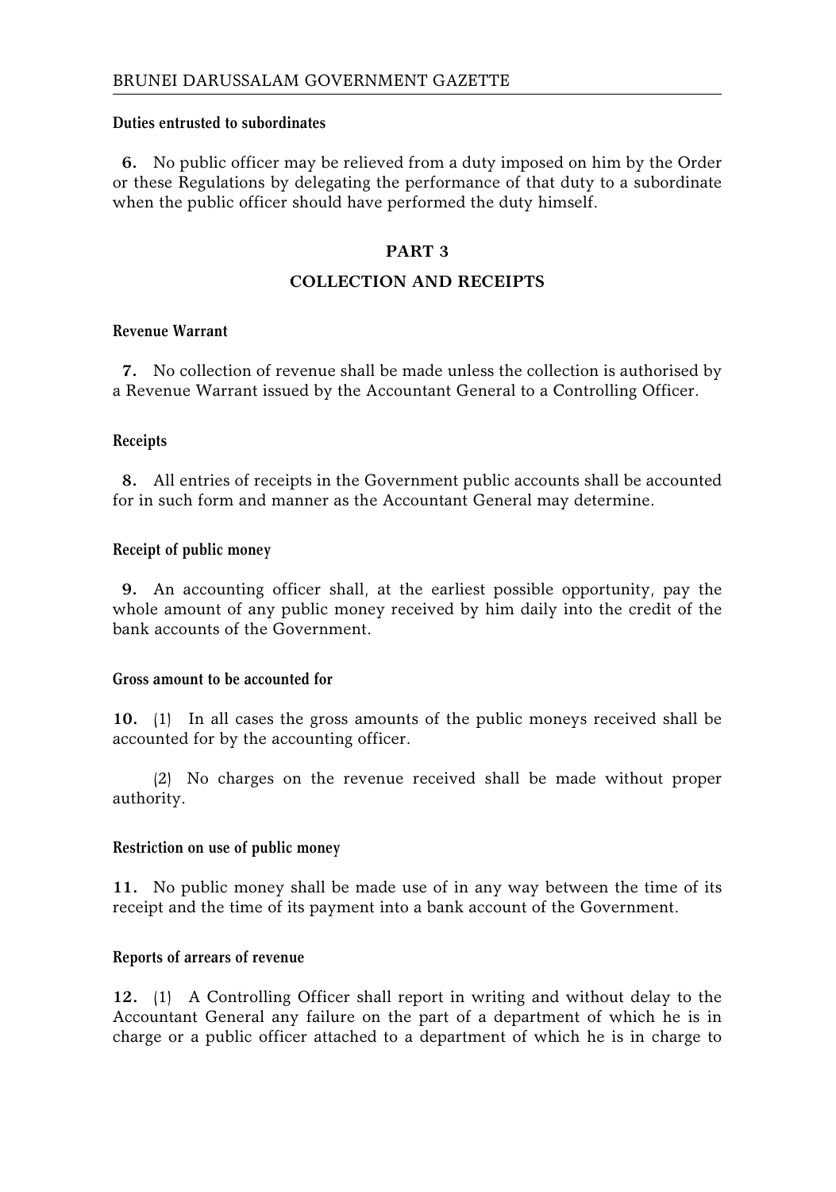**Duties entrusted to subordinates**

**6.** No public officer may be relieved from a duty imposed on him by the Order or these Regulations by delegating the performance of that duty to a subordinate when the public officer should have performed the duty himself.

## PART 3

## COLLECTION AND RECEIPTS

**Revenue Warrant**

**7.** No collection of revenue shall be made unless the collection is authorised by a Revenue Warrant issued by the Accountant General to a Controlling Officer.

**Receipts**

**8.** All entries of receipts in the Government public accounts shall be accounted for in such form and manner as the Accountant General may determine.

**Receipt of public money**

**9.** An accounting officer shall, at the earliest possible opportunity, pay the whole amount of any public money received by him daily into the credit of the bank accounts of the Government.

**Gross amount to be accounted for**

**10.** (1) In all cases the gross amounts of the public moneys received shall be accounted for by the accounting officer.

(2) No charges on the revenue received shall be made without proper authority.

**Restriction on use of public money**

**11.** No public money shall be made use of in any way between the time of its receipt and the time of its payment into a bank account of the Government.

**Reports of arrears of revenue**

**12.** (1) A Controlling Officer shall report in writing and without delay to the Accountant General any failure on the part of a department of which he is in charge or a public officer attached to a department of which he is in charge to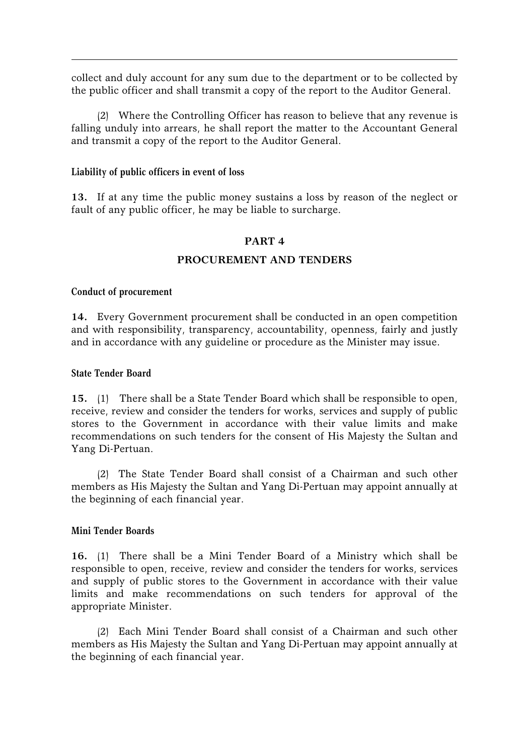collect and duly account for any sum due to the department or to be collected by the public officer and shall transmit a copy of the report to the Auditor General.

(2) Where the Controlling Officer has reason to believe that any revenue is falling unduly into arrears, he shall report the matter to the Accountant General and transmit a copy of the report to the Auditor General.

### Liability of public officers in event of loss

**13.** If at any time the public money sustains a loss by reason of the neglect or fault of any public officer, he may be liable to surcharge.

## PART 4

## PROCUREMENT AND TENDERS

### Conduct of procurement

**14.** Every Government procurement shall be conducted in an open competition and with responsibility, transparency, accountability, openness, fairly and justly and in accordance with any guideline or procedure as the Minister may issue.

### State Tender Board

**15.** (1) There shall be a State Tender Board which shall be responsible to open, receive, review and consider the tenders for works, services and supply of public stores to the Government in accordance with their value limits and make recommendations on such tenders for the consent of His Majesty the Sultan and Yang Di-Pertuan.

(2) The State Tender Board shall consist of a Chairman and such other members as His Majesty the Sultan and Yang Di-Pertuan may appoint annually at the beginning of each financial year.

### Mini Tender Boards

**16.** (1) There shall be a Mini Tender Board of a Ministry which shall be responsible to open, receive, review and consider the tenders for works, services and supply of public stores to the Government in accordance with their value limits and make recommendations on such tenders for approval of the appropriate Minister.

(2) Each Mini Tender Board shall consist of a Chairman and such other members as His Majesty the Sultan and Yang Di-Pertuan may appoint annually at the beginning of each financial year.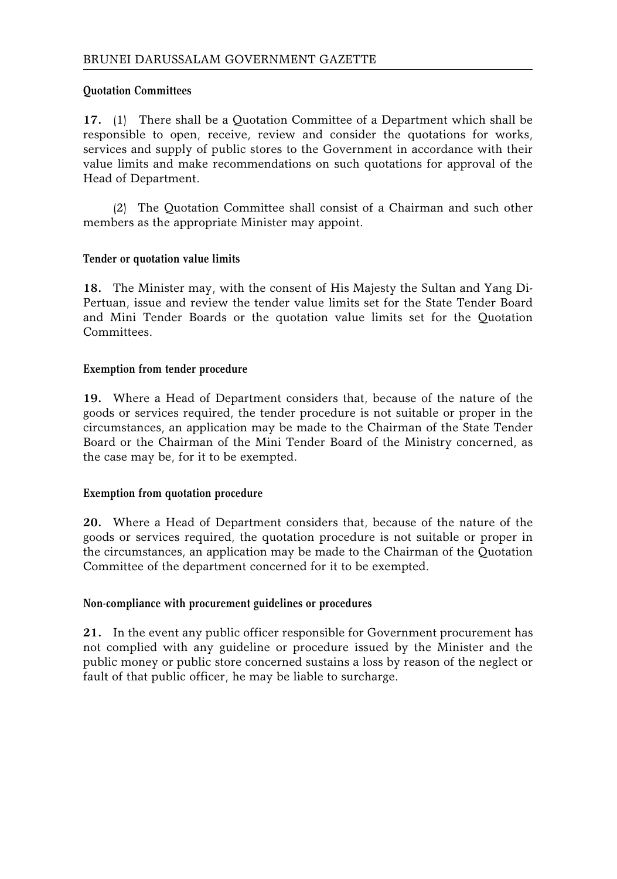**Quotation Committees**

**17.** (1) There shall be a Quotation Committee of a Department which shall be responsible to open, receive, review and consider the quotations for works, services and supply of public stores to the Government in accordance with their value limits and make recommendations on such quotations for approval of the Head of Department.

(2) The Quotation Committee shall consist of a Chairman and such other members as the appropriate Minister may appoint.

**Tender or quotation value limits**

**18.** The Minister may, with the consent of His Majesty the Sultan and Yang Di-Pertuan, issue and review the tender value limits set for the State Tender Board and Mini Tender Boards or the quotation value limits set for the Quotation Committees.

**Exemption from tender procedure**

**19.** Where a Head of Department considers that, because of the nature of the goods or services required, the tender procedure is not suitable or proper in the circumstances, an application may be made to the Chairman of the State Tender Board or the Chairman of the Mini Tender Board of the Ministry concerned, as the case may be, for it to be exempted.

**Exemption from quotation procedure**

**20.** Where a Head of Department considers that, because of the nature of the goods or services required, the quotation procedure is not suitable or proper in the circumstances, an application may be made to the Chairman of the Quotation Committee of the department concerned for it to be exempted.

**Non-compliance with procurement guidelines or procedures**

**21.** In the event any public officer responsible for Government procurement has not complied with any guideline or procedure issued by the Minister and the public money or public store concerned sustains a loss by reason of the neglect or fault of that public officer, he may be liable to surcharge.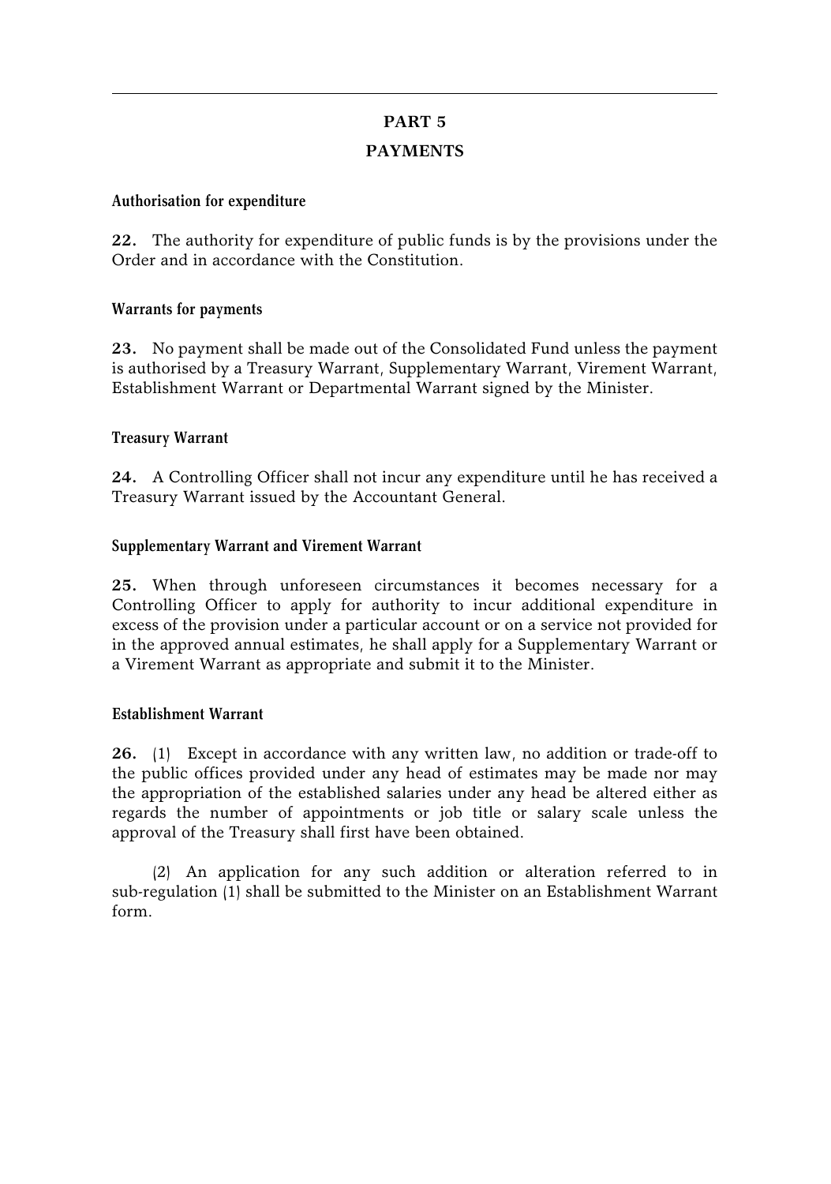## PART 5

## PAYMENTS

### Authorisation for expenditure

**22.** The authority for expenditure of public funds is by the provisions under the Order and in accordance with the Constitution.

### Warrants for payments

**23.** No payment shall be made out of the Consolidated Fund unless the payment is authorised by a Treasury Warrant, Supplementary Warrant, Virement Warrant, Establishment Warrant or Departmental Warrant signed by the Minister.

### Treasury Warrant

**24.** A Controlling Officer shall not incur any expenditure until he has received a Treasury Warrant issued by the Accountant General.

### Supplementary Warrant and Virement Warrant

**25.** When through unforeseen circumstances it becomes necessary for a Controlling Officer to apply for authority to incur additional expenditure in excess of the provision under a particular account or on a service not provided for in the approved annual estimates, he shall apply for a Supplementary Warrant or a Virement Warrant as appropriate and submit it to the Minister.

### Establishment Warrant

**26.** (1) Except in accordance with any written law, no addition or trade-off to the public offices provided under any head of estimates may be made nor may the appropriation of the established salaries under any head be altered either as regards the number of appointments or job title or salary scale unless the approval of the Treasury shall first have been obtained.

(2) An application for any such addition or alteration referred to in sub-regulation (1) shall be submitted to the Minister on an Establishment Warrant form.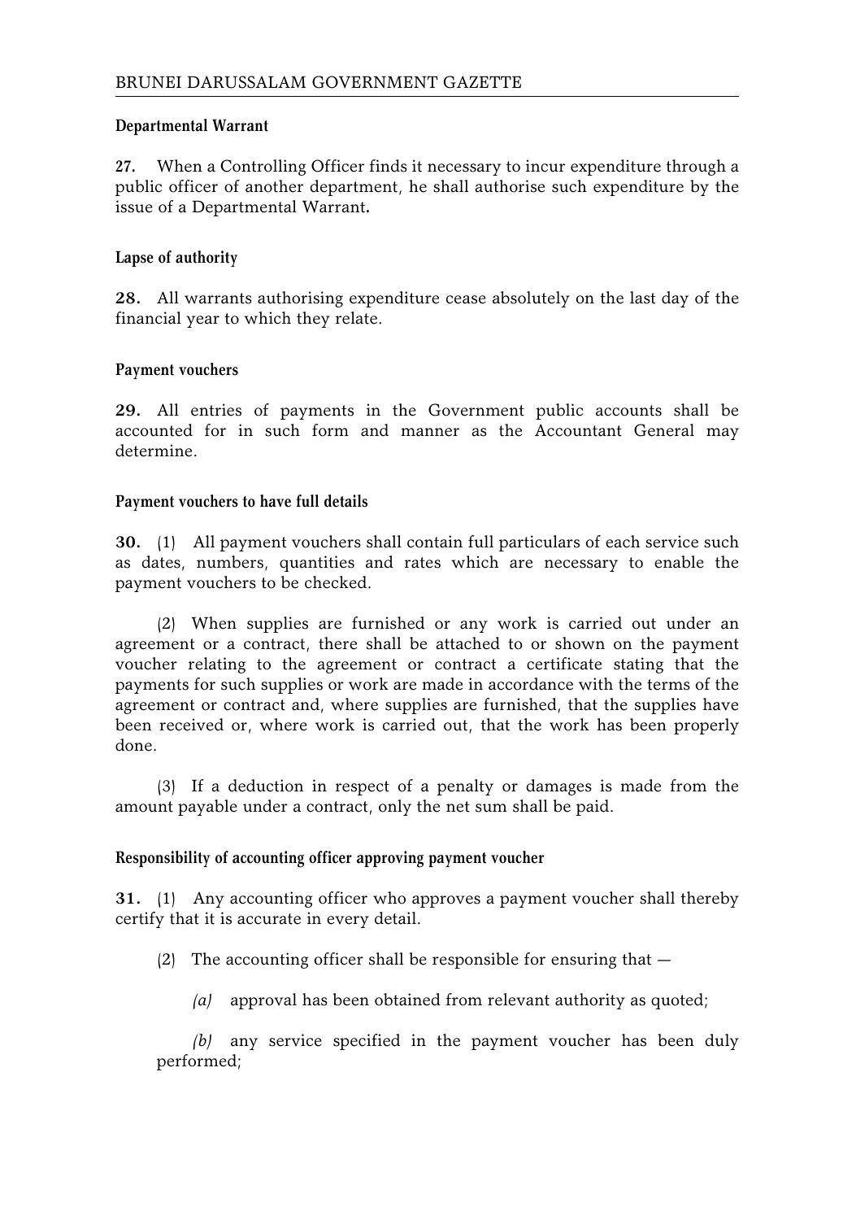**Departmental Warrant**

**27.** When a Controlling Officer finds it necessary to incur expenditure through a public officer of another department, he shall authorise such expenditure by the issue of a Departmental Warrant**.**

**Lapse of authority**

**28.** All warrants authorising expenditure cease absolutely on the last day of the financial year to which they relate.

**Payment vouchers**

**29.** All entries of payments in the Government public accounts shall be accounted for in such form and manner as the Accountant General may determine.

**Payment vouchers to have full details**

**30.** (1) All payment vouchers shall contain full particulars of each service such as dates, numbers, quantities and rates which are necessary to enable the payment vouchers to be checked.

(2) When supplies are furnished or any work is carried out under an agreement or a contract, there shall be attached to or shown on the payment voucher relating to the agreement or contract a certificate stating that the payments for such supplies or work are made in accordance with the terms of the agreement or contract and, where supplies are furnished, that the supplies have been received or, where work is carried out, that the work has been properly done.

(3) If a deduction in respect of a penalty or damages is made from the amount payable under a contract, only the net sum shall be paid.

**Responsibility of accounting officer approving payment voucher**

**31.** (1) Any accounting officer who approves a payment voucher shall thereby certify that it is accurate in every detail.

(2) The accounting officer shall be responsible for ensuring that —

*(a)* approval has been obtained from relevant authority as quoted;

*(b)* any service specified in the payment voucher has been duly performed;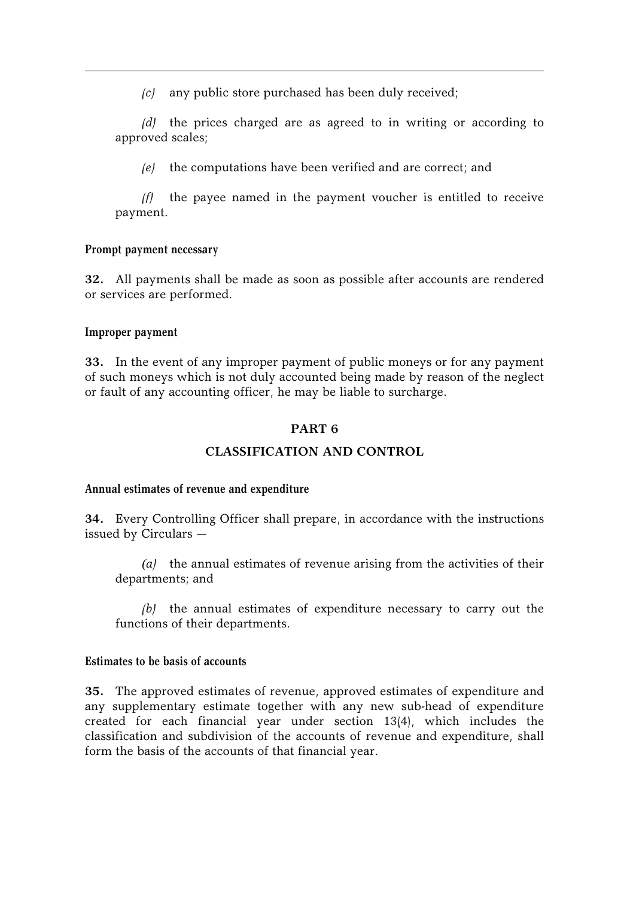*(c)* any public store purchased has been duly received;

*(d)* the prices charged are as agreed to in writing or according to approved scales;

*(e)* the computations have been verified and are correct; and

*(f)* the payee named in the payment voucher is entitled to receive payment.

#### Prompt payment necessary

**32.** All payments shall be made as soon as possible after accounts are rendered or services are performed.

#### Improper payment

**33.** In the event of any improper payment of public moneys or for any payment of such moneys which is not duly accounted being made by reason of the neglect or fault of any accounting officer, he may be liable to surcharge.

## PART 6

## CLASSIFICATION AND CONTROL

#### Annual estimates of revenue and expenditure

**34.** Every Controlling Officer shall prepare, in accordance with the instructions issued by Circulars —

*(a)* the annual estimates of revenue arising from the activities of their departments; and

*(b)* the annual estimates of expenditure necessary to carry out the functions of their departments.

#### Estimates to be basis of accounts

**35.** The approved estimates of revenue, approved estimates of expenditure and any supplementary estimate together with any new sub-head of expenditure created for each financial year under section 13(4), which includes the classification and subdivision of the accounts of revenue and expenditure, shall form the basis of the accounts of that financial year.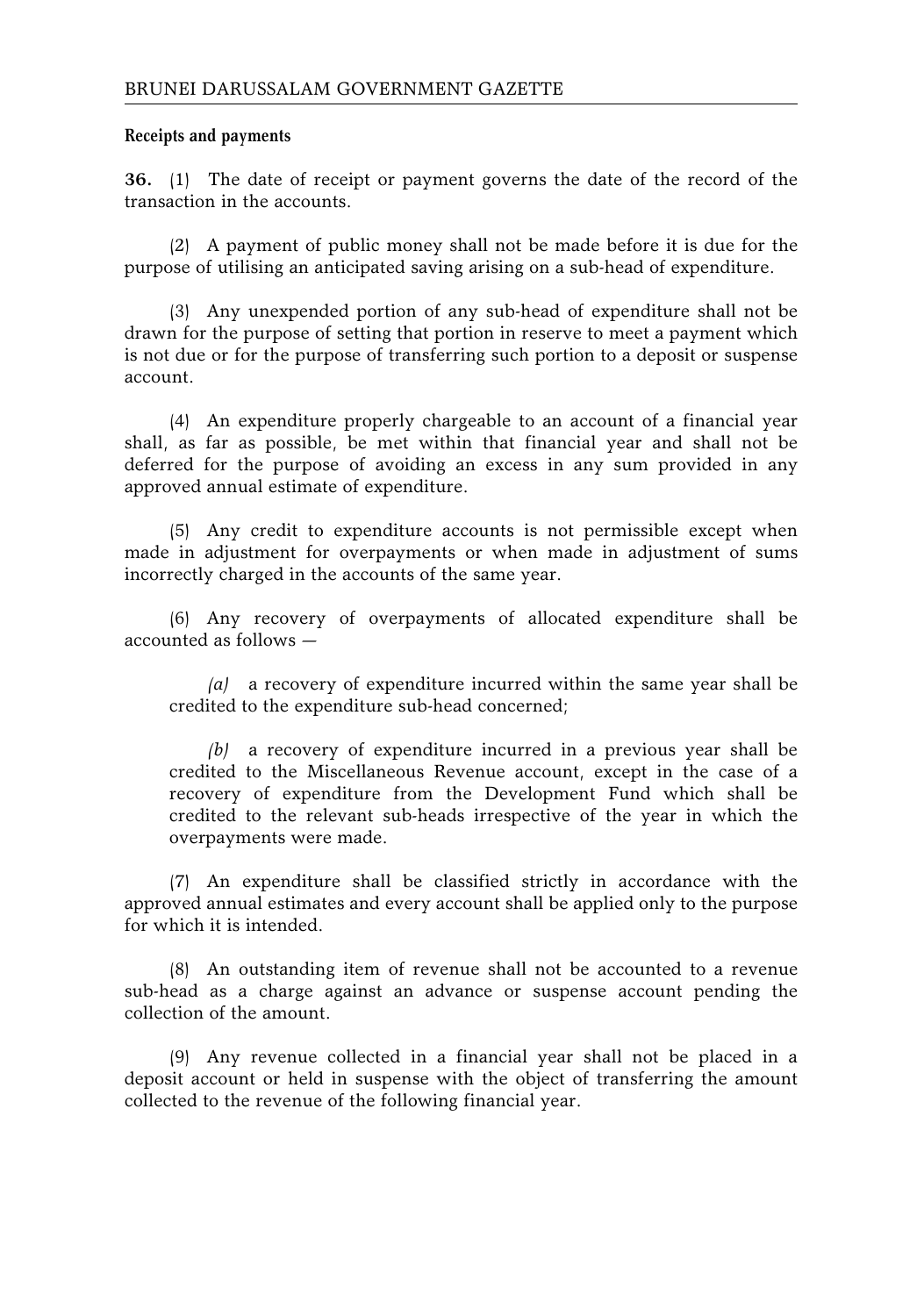**Receipts and payments**

**36.** (1) The date of receipt or payment governs the date of the record of the transaction in the accounts.

(2) A payment of public money shall not be made before it is due for the purpose of utilising an anticipated saving arising on a sub-head of expenditure.

(3) Any unexpended portion of any sub-head of expenditure shall not be drawn for the purpose of setting that portion in reserve to meet a payment which is not due or for the purpose of transferring such portion to a deposit or suspense account.

(4) An expenditure properly chargeable to an account of a financial year shall, as far as possible, be met within that financial year and shall not be deferred for the purpose of avoiding an excess in any sum provided in any approved annual estimate of expenditure.

(5) Any credit to expenditure accounts is not permissible except when made in adjustment for overpayments or when made in adjustment of sums incorrectly charged in the accounts of the same year.

(6) Any recovery of overpayments of allocated expenditure shall be accounted as follows —

*(a)* a recovery of expenditure incurred within the same year shall be credited to the expenditure sub-head concerned;

*(b)* a recovery of expenditure incurred in a previous year shall be credited to the Miscellaneous Revenue account, except in the case of a recovery of expenditure from the Development Fund which shall be credited to the relevant sub-heads irrespective of the year in which the overpayments were made.

(7) An expenditure shall be classified strictly in accordance with the approved annual estimates and every account shall be applied only to the purpose for which it is intended.

(8) An outstanding item of revenue shall not be accounted to a revenue sub-head as a charge against an advance or suspense account pending the collection of the amount.

(9) Any revenue collected in a financial year shall not be placed in a deposit account or held in suspense with the object of transferring the amount collected to the revenue of the following financial year.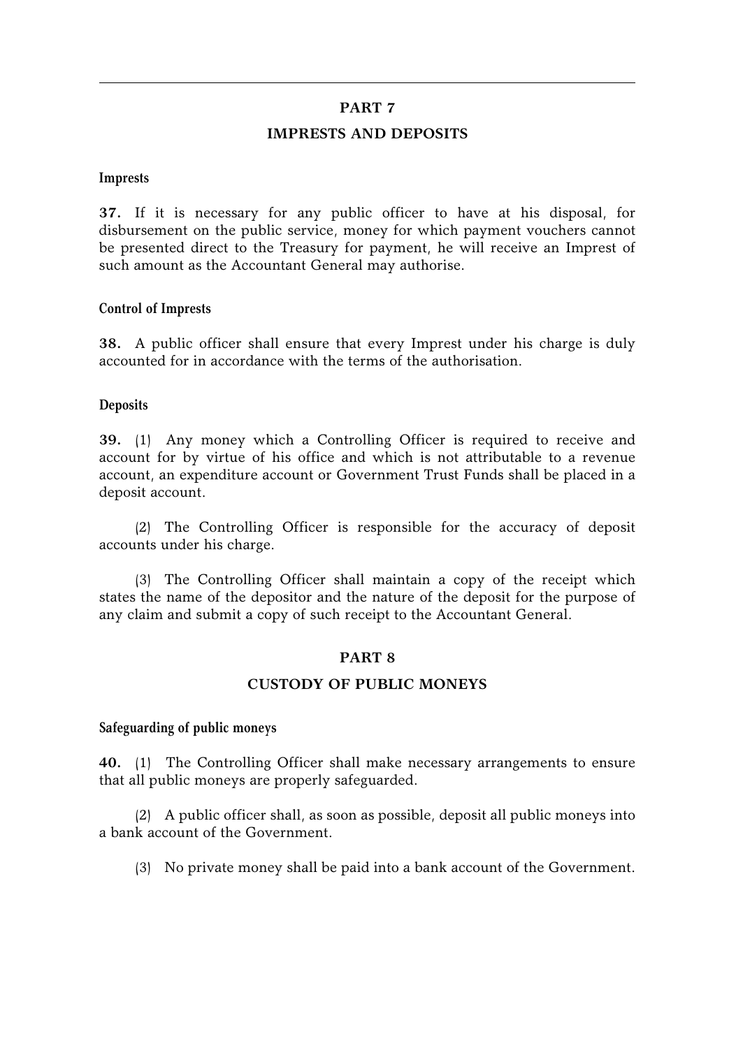## PART 7

## IMPRESTS AND DEPOSITS

#### Imprests

**37.** If it is necessary for any public officer to have at his disposal, for disbursement on the public service, money for which payment vouchers cannot be presented direct to the Treasury for payment, he will receive an Imprest of such amount as the Accountant General may authorise.

#### Control of Imprests

**38.** A public officer shall ensure that every Imprest under his charge is duly accounted for in accordance with the terms of the authorisation.

#### Deposits

**39.** (1) Any money which a Controlling Officer is required to receive and account for by virtue of his office and which is not attributable to a revenue account, an expenditure account or Government Trust Funds shall be placed in a deposit account.

(2) The Controlling Officer is responsible for the accuracy of deposit accounts under his charge.

(3) The Controlling Officer shall maintain a copy of the receipt which states the name of the depositor and the nature of the deposit for the purpose of any claim and submit a copy of such receipt to the Accountant General.

## PART 8

## CUSTODY OF PUBLIC MONEYS

#### Safeguarding of public moneys

**40.** (1) The Controlling Officer shall make necessary arrangements to ensure that all public moneys are properly safeguarded.

(2) A public officer shall, as soon as possible, deposit all public moneys into a bank account of the Government.

(3) No private money shall be paid into a bank account of the Government.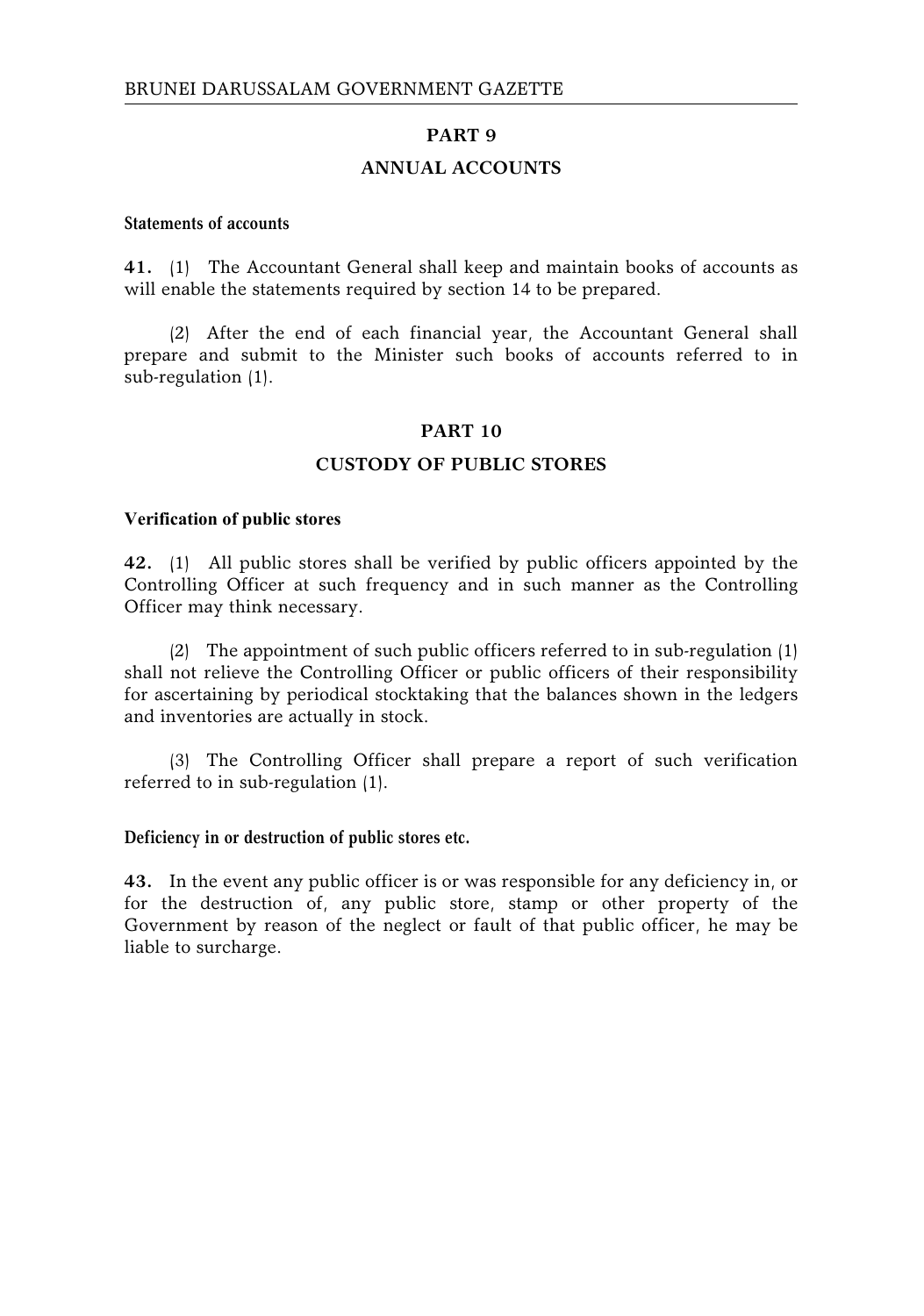## PART 9

## ANNUAL ACCOUNTS

**Statements of accounts**

**41.** (1) The Accountant General shall keep and maintain books of accounts as will enable the statements required by section 14 to be prepared.

(2) After the end of each financial year, the Accountant General shall prepare and submit to the Minister such books of accounts referred to in sub-regulation (1).

## PART 10

## CUSTODY OF PUBLIC STORES

**Verification of public stores**

**42.** (1) All public stores shall be verified by public officers appointed by the Controlling Officer at such frequency and in such manner as the Controlling Officer may think necessary.

(2) The appointment of such public officers referred to in sub-regulation (1) shall not relieve the Controlling Officer or public officers of their responsibility for ascertaining by periodical stocktaking that the balances shown in the ledgers and inventories are actually in stock.

(3) The Controlling Officer shall prepare a report of such verification referred to in sub-regulation (1).

**Deficiency in or destruction of public stores etc.**

**43.** In the event any public officer is or was responsible for any deficiency in, or for the destruction of, any public store, stamp or other property of the Government by reason of the neglect or fault of that public officer, he may be liable to surcharge.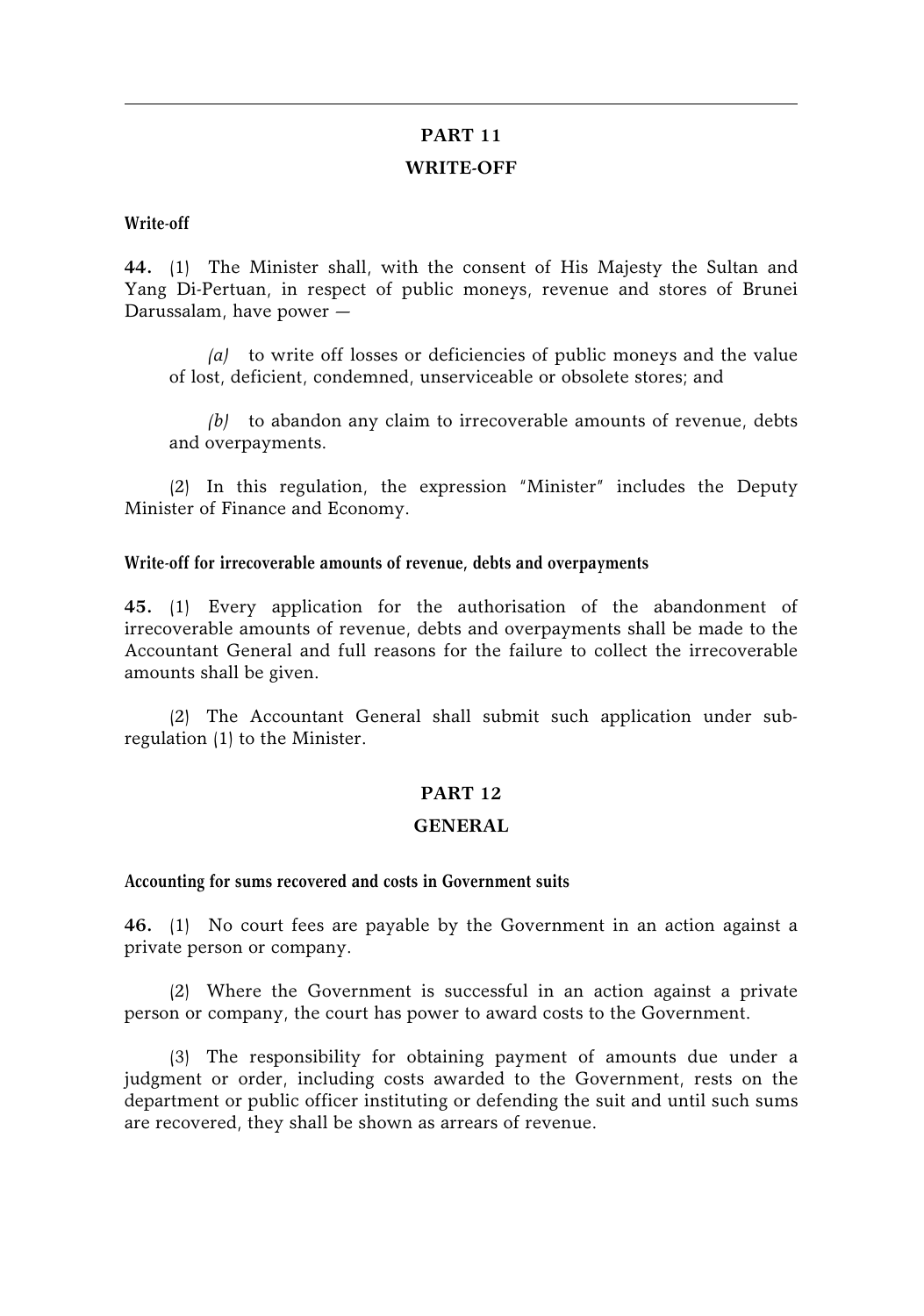## PART 11

## WRITE-OFF

**Write-off**

**44.** (1) The Minister shall, with the consent of His Majesty the Sultan and Yang Di-Pertuan, in respect of public moneys, revenue and stores of Brunei Darussalam, have power —

*(a)* to write off losses or deficiencies of public moneys and the value of lost, deficient, condemned, unserviceable or obsolete stores; and

*(b)* to abandon any claim to irrecoverable amounts of revenue, debts and overpayments.

(2) In this regulation, the expression "Minister" includes the Deputy Minister of Finance and Economy.

**Write-off for irrecoverable amounts of revenue, debts and overpayments**

**45.** (1) Every application for the authorisation of the abandonment of irrecoverable amounts of revenue, debts and overpayments shall be made to the Accountant General and full reasons for the failure to collect the irrecoverable amounts shall be given.

(2) The Accountant General shall submit such application under sub-regulation (1) to the Minister.

## PART 12

## GENERAL

**Accounting for sums recovered and costs in Government suits**

**46.** (1) No court fees are payable by the Government in an action against a private person or company.

(2) Where the Government is successful in an action against a private person or company, the court has power to award costs to the Government.

(3) The responsibility for obtaining payment of amounts due under a judgment or order, including costs awarded to the Government, rests on the department or public officer instituting or defending the suit and until such sums are recovered, they shall be shown as arrears of revenue.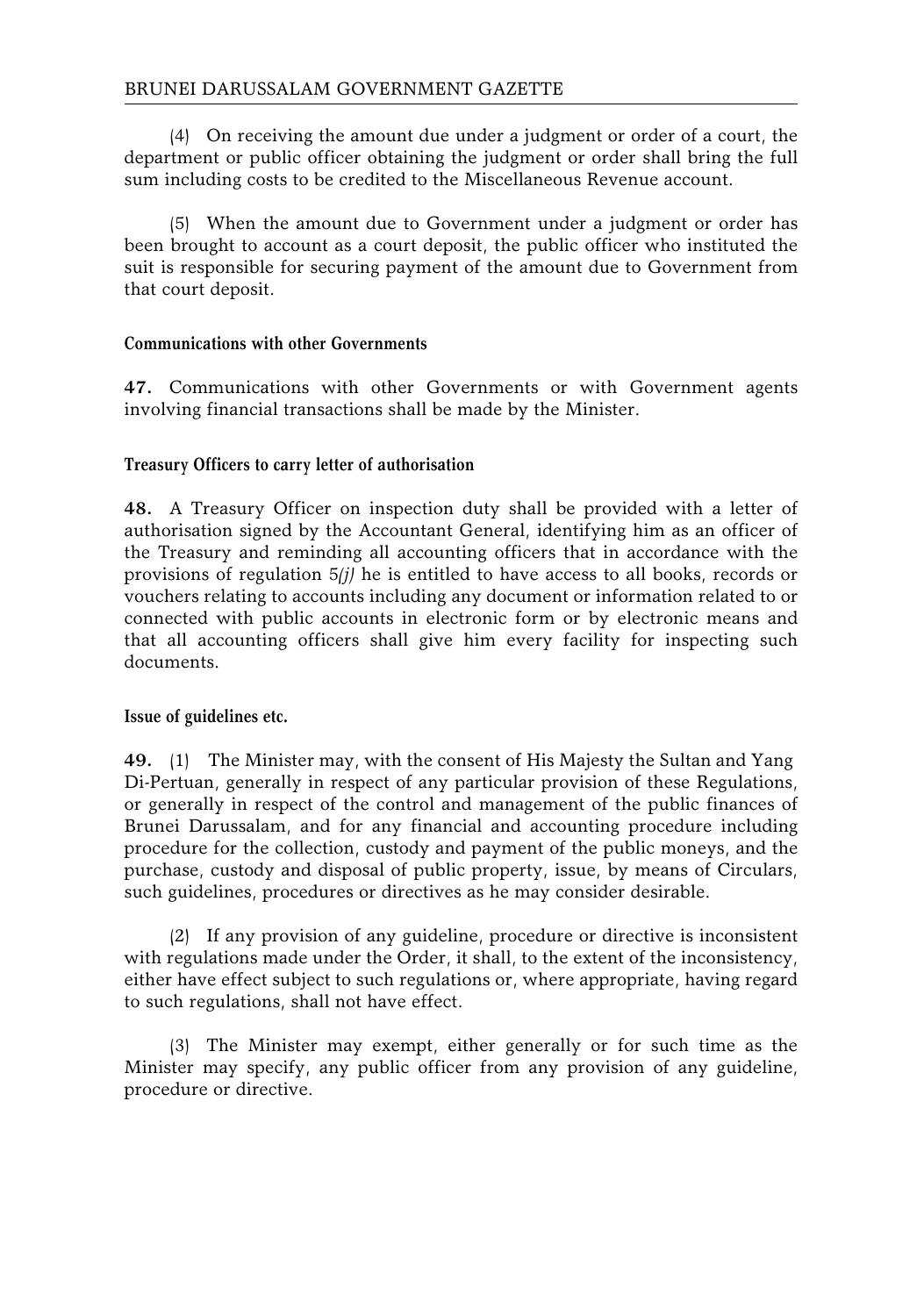(4) On receiving the amount due under a judgment or order of a court, the department or public officer obtaining the judgment or order shall bring the full sum including costs to be credited to the Miscellaneous Revenue account.

(5) When the amount due to Government under a judgment or order has been brought to account as a court deposit, the public officer who instituted the suit is responsible for securing payment of the amount due to Government from that court deposit.

**Communications with other Governments**

**47.** Communications with other Governments or with Government agents involving financial transactions shall be made by the Minister.

**Treasury Officers to carry letter of authorisation**

**48.** A Treasury Officer on inspection duty shall be provided with a letter of authorisation signed by the Accountant General, identifying him as an officer of the Treasury and reminding all accounting officers that in accordance with the provisions of regulation 5*(j)* he is entitled to have access to all books, records or vouchers relating to accounts including any document or information related to or connected with public accounts in electronic form or by electronic means and that all accounting officers shall give him every facility for inspecting such documents.

**Issue of guidelines etc.**

**49.** (1) The Minister may, with the consent of His Majesty the Sultan and Yang Di-Pertuan, generally in respect of any particular provision of these Regulations, or generally in respect of the control and management of the public finances of Brunei Darussalam, and for any financial and accounting procedure including procedure for the collection, custody and payment of the public moneys, and the purchase, custody and disposal of public property, issue, by means of Circulars, such guidelines, procedures or directives as he may consider desirable.

(2) If any provision of any guideline, procedure or directive is inconsistent with regulations made under the Order, it shall, to the extent of the inconsistency, either have effect subject to such regulations or, where appropriate, having regard to such regulations, shall not have effect.

(3) The Minister may exempt, either generally or for such time as the Minister may specify, any public officer from any provision of any guideline, procedure or directive.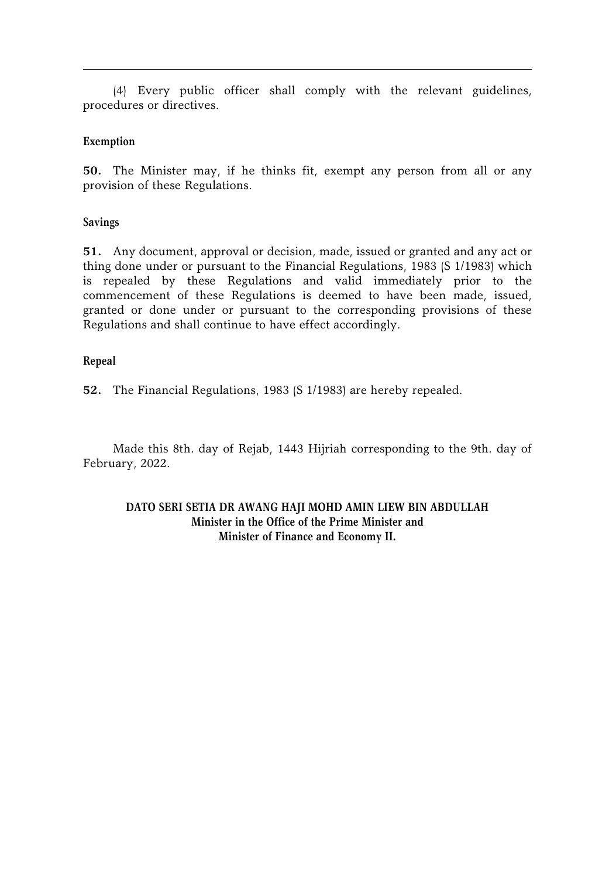(4) Every public officer shall comply with the relevant guidelines, procedures or directives.

### Exemption

**50.** The Minister may, if he thinks fit, exempt any person from all or any provision of these Regulations.

### Savings

**51.** Any document, approval or decision, made, issued or granted and any act or thing done under or pursuant to the Financial Regulations, 1983 (S 1/1983) which is repealed by these Regulations and valid immediately prior to the commencement of these Regulations is deemed to have been made, issued, granted or done under or pursuant to the corresponding provisions of these Regulations and shall continue to have effect accordingly.

### Repeal

**52.** The Financial Regulations, 1983 (S 1/1983) are hereby repealed.

Made this 8th. day of Rejab, 1443 Hijriah corresponding to the 9th. day of February, 2022.

**DATO SERI SETIA DR AWANG HAJI MOHD AMIN LIEW BIN ABDULLAH**
**Minister in the Office of the Prime Minister and**
**Minister of Finance and Economy II.**